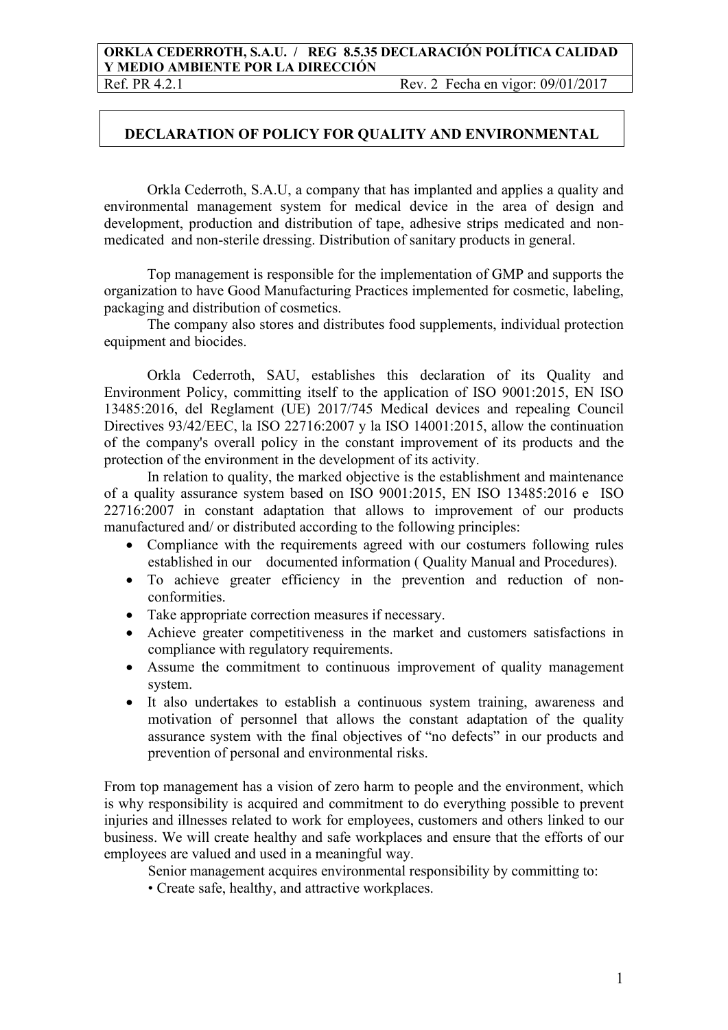**ORKLA CEDERROTH, S.A.U. / REG 8.5.35 DECLARACIÓN POLÍTICA CALIDAD Y MEDIO AMBIENTE POR LA DIRECCIÓN**
Ref. PR 4.2.1 Rev. 2 Fecha en vigor: 09/01/2017

# DECLARATION OF POLICY FOR QUALITY AND ENVIRONMENTAL

Orkla Cederroth, S.A.U, a company that has implanted and applies a quality and environmental management system for medical device in the area of design and development, production and distribution of tape, adhesive strips medicated and non-medicated and non-sterile dressing. Distribution of sanitary products in general.

Top management is responsible for the implementation of GMP and supports the organization to have Good Manufacturing Practices implemented for cosmetic, labeling, packaging and distribution of cosmetics.

The company also stores and distributes food supplements, individual protection equipment and biocides.

Orkla Cederroth, SAU, establishes this declaration of its Quality and Environment Policy, committing itself to the application of ISO 9001:2015, EN ISO 13485:2016, del Reglament (UE) 2017/745 Medical devices and repealing Council Directives 93/42/EEC, la ISO 22716:2007 y la ISO 14001:2015, allow the continuation of the company's overall policy in the constant improvement of its products and the protection of the environment in the development of its activity.

In relation to quality, the marked objective is the establishment and maintenance of a quality assurance system based on ISO 9001:2015, EN ISO 13485:2016 e ISO 22716:2007 in constant adaptation that allows to improvement of our products manufactured and/ or distributed according to the following principles:

- Compliance with the requirements agreed with our costumers following rules established in our documented information ( Quality Manual and Procedures).
- To achieve greater efficiency in the prevention and reduction of non-conformities.
- Take appropriate correction measures if necessary.
- Achieve greater competitiveness in the market and customers satisfactions in compliance with regulatory requirements.
- Assume the commitment to continuous improvement of quality management system.
- It also undertakes to establish a continuous system training, awareness and motivation of personnel that allows the constant adaptation of the quality assurance system with the final objectives of "no defects" in our products and prevention of personal and environmental risks.

From top management has a vision of zero harm to people and the environment, which is why responsibility is acquired and commitment to do everything possible to prevent injuries and illnesses related to work for employees, customers and others linked to our business. We will create healthy and safe workplaces and ensure that the efforts of our employees are valued and used in a meaningful way.

Senior management acquires environmental responsibility by committing to:

- Create safe, healthy, and attractive workplaces.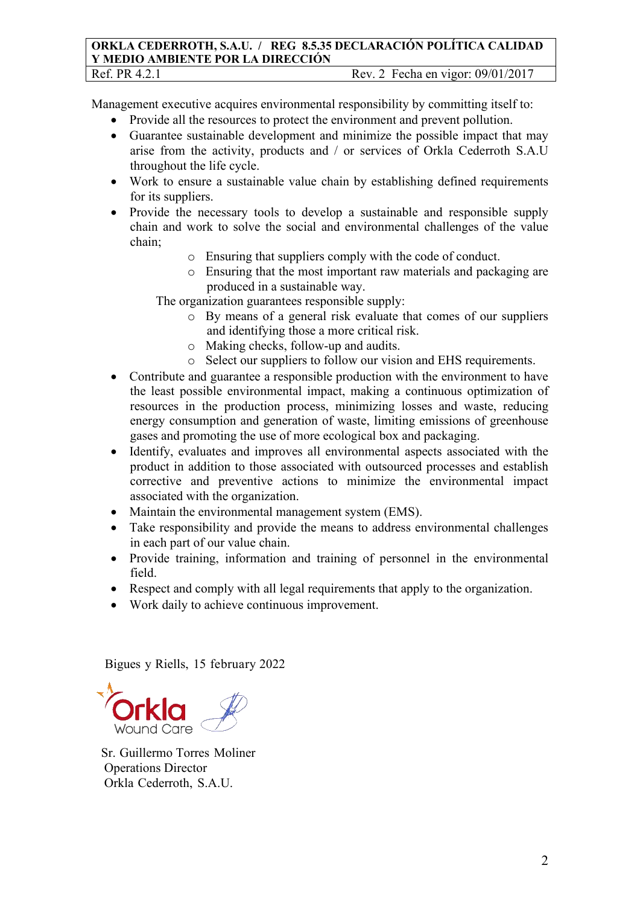Management executive acquires environmental responsibility by committing itself to:

- Provide all the resources to protect the environment and prevent pollution.
- Guarantee sustainable development and minimize the possible impact that may arise from the activity, products and / or services of Orkla Cederroth S.A.U throughout the life cycle.
- Work to ensure a sustainable value chain by establishing defined requirements for its suppliers.
- Provide the necessary tools to develop a sustainable and responsible supply chain and work to solve the social and environmental challenges of the value chain;
    - Ensuring that suppliers comply with the code of conduct.
    - Ensuring that the most important raw materials and packaging are produced in a sustainable way.

  The organization guarantees responsible supply:
    - By means of a general risk evaluate that comes of our suppliers and identifying those a more critical risk.
    - Making checks, follow-up and audits.
    - Select our suppliers to follow our vision and EHS requirements.
- Contribute and guarantee a responsible production with the environment to have the least possible environmental impact, making a continuous optimization of resources in the production process, minimizing losses and waste, reducing energy consumption and generation of waste, limiting emissions of greenhouse gases and promoting the use of more ecological box and packaging.
- Identify, evaluates and improves all environmental aspects associated with the product in addition to those associated with outsourced processes and establish corrective and preventive actions to minimize the environmental impact associated with the organization.
- Maintain the environmental management system (EMS).
- Take responsibility and provide the means to address environmental challenges in each part of our value chain.
- Provide training, information and training of personnel in the environmental field.
- Respect and comply with all legal requirements that apply to the organization.
- Work daily to achieve continuous improvement.

Bigues y Riells, 15 february 2022

Orkla Wound Care

Sr. Guillermo Torres Moliner
Operations Director
Orkla Cederroth, S.A.U.